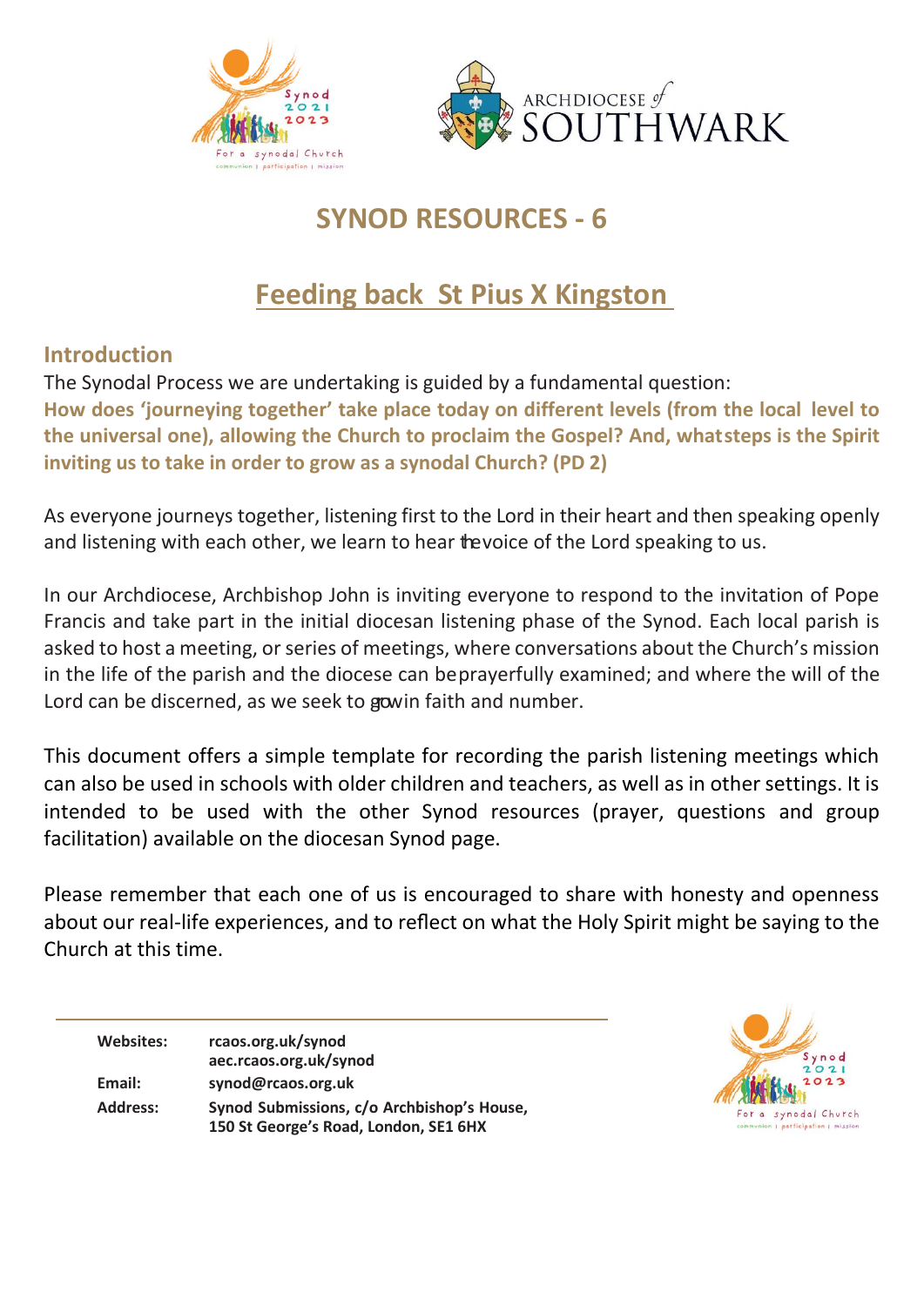ARCHDIOCESE of SOUTHWARK

# SYNOD RESOURCES - 6

## Feeding back St Pius X Kingston

### Introduction

The Synodal Process we are undertaking is guided by a fundamental question:

**How does 'journeying together' take place today on different levels (from the local level to the universal one), allowing the Church to proclaim the Gospel? And, what steps is the Spirit inviting us to take in order to grow as a synodal Church? (PD 2)**

As everyone journeys together, listening first to the Lord in their heart and then speaking openly and listening with each other, we learn to hear the voice of the Lord speaking to us.

In our Archdiocese, Archbishop John is inviting everyone to respond to the invitation of Pope Francis and take part in the initial diocesan listening phase of the Synod. Each local parish is asked to host a meeting, or series of meetings, where conversations about the Church's mission in the life of the parish and the diocese can be prayerfully examined; and where the will of the Lord can be discerned, as we seek to grow in faith and number.

This document offers a simple template for recording the parish listening meetings which can also be used in schools with older children and teachers, as well as in other settings. It is intended to be used with the other Synod resources (prayer, questions and group facilitation) available on the diocesan Synod page.

Please remember that each one of us is encouraged to share with honesty and openness about our real-life experiences, and to reflect on what the Holy Spirit might be saying to the Church at this time.

| | |
|---|---|
| **Websites:** | **rcaos.org.uk/synod**<br>**aec.rcaos.org.uk/synod** |
| **Email:** | **synod@rcaos.org.uk** |
| **Address:** | **Synod Submissions, c/o Archbishop's House,**<br>**150 St George's Road, London, SE1 6HX** |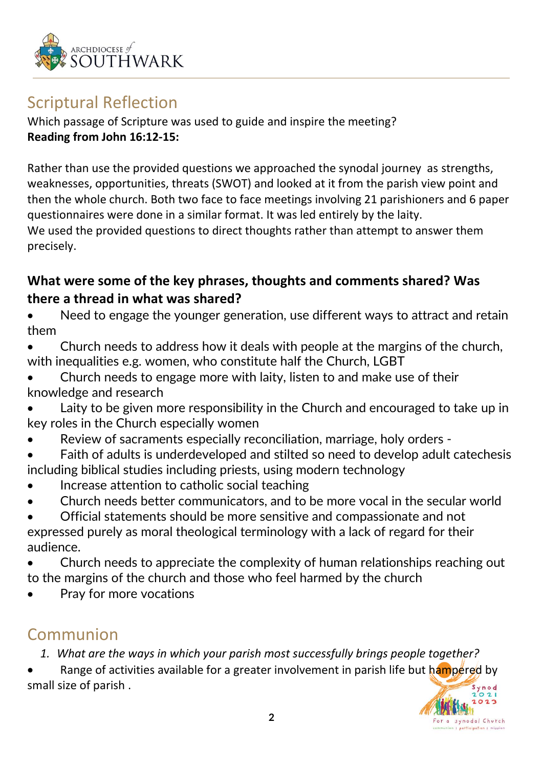## Scriptural Reflection

Which passage of Scripture was used to guide and inspire the meeting?
**Reading from John 16:12-15:**

Rather than use the provided questions we approached the synodal journey as strengths, weaknesses, opportunities, threats (SWOT) and looked at it from the parish view point and then the whole church. Both two face to face meetings involving 21 parishioners and 6 paper questionnaires were done in a similar format. It was led entirely by the laity.
We used the provided questions to direct thoughts rather than attempt to answer them precisely.

### What were some of the key phrases, thoughts and comments shared? Was there a thread in what was shared?

- Need to engage the younger generation, use different ways to attract and retain them
- Church needs to address how it deals with people at the margins of the church, with inequalities e.g. women, who constitute half the Church, LGBT
- Church needs to engage more with laity, listen to and make use of their knowledge and research
- Laity to be given more responsibility in the Church and encouraged to take up in key roles in the Church especially women
- Review of sacraments especially reconciliation, marriage, holy orders -
- Faith of adults is underdeveloped and stilted so need to develop adult catechesis including biblical studies including priests, using modern technology
- Increase attention to catholic social teaching
- Church needs better communicators, and to be more vocal in the secular world
- Official statements should be more sensitive and compassionate and not expressed purely as moral theological terminology with a lack of regard for their audience.
- Church needs to appreciate the complexity of human relationships reaching out to the margins of the church and those who feel harmed by the church
- Pray for more vocations

## Communion

1. *What are the ways in which your parish most successfully brings people together?*

- Range of activities available for a greater involvement in parish life but hampered by small size of parish .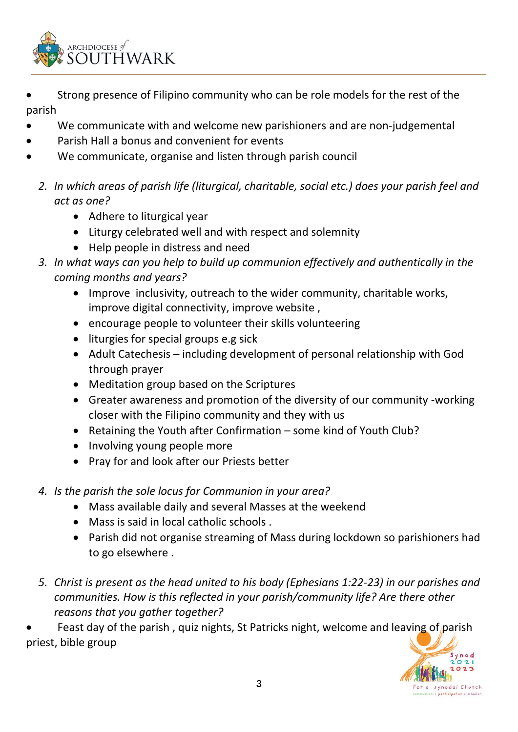- Strong presence of Filipino community who can be role models for the rest of the parish
- We communicate with and welcome new parishioners and are non-judgemental
- Parish Hall a bonus and convenient for events
- We communicate, organise and listen through parish council

2. *In which areas of parish life (liturgical, charitable, social etc.) does your parish feel and act as one?*
    - Adhere to liturgical year
    - Liturgy celebrated well and with respect and solemnity
    - Help people in distress and need
3. *In what ways can you help to build up communion effectively and authentically in the coming months and years?*
    - Improve inclusivity, outreach to the wider community, charitable works, improve digital connectivity, improve website ,
    - encourage people to volunteer their skills volunteering
    - liturgies for special groups e.g sick
    - Adult Catechesis – including development of personal relationship with God through prayer
    - Meditation group based on the Scriptures
    - Greater awareness and promotion of the diversity of our community -working closer with the Filipino community and they with us
    - Retaining the Youth after Confirmation – some kind of Youth Club?
    - Involving young people more
    - Pray for and look after our Priests better
4. *Is the parish the sole locus for Communion in your area?*
    - Mass available daily and several Masses at the weekend
    - Mass is said in local catholic schools .
    - Parish did not organise streaming of Mass during lockdown so parishioners had to go elsewhere .
5. *Christ is present as the head united to his body (Ephesians 1:22-23) in our parishes and communities. How is this reflected in your parish/community life? Are there other reasons that you gather together?*

- Feast day of the parish , quiz nights, St Patricks night, welcome and leaving of parish priest, bible group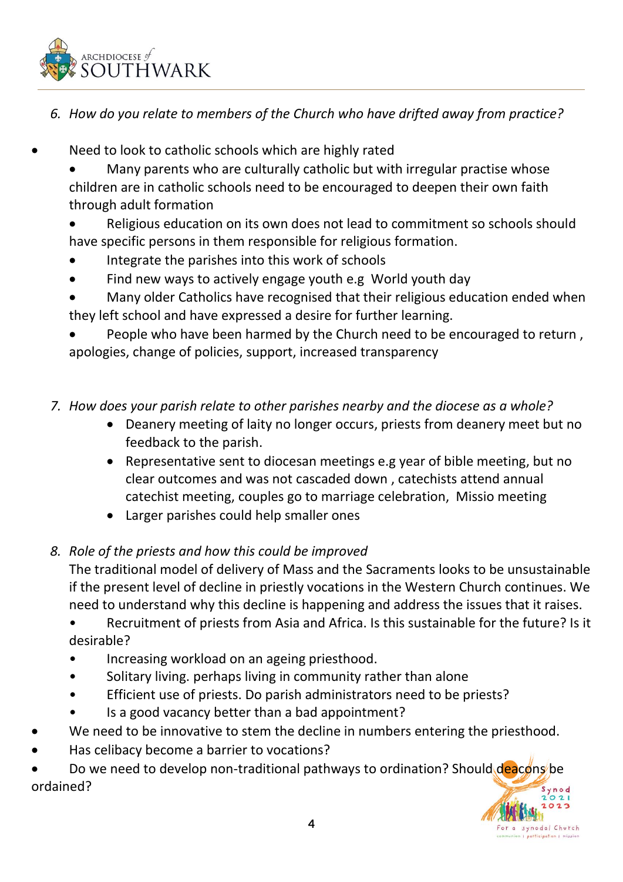6. *How do you relate to members of the Church who have drifted away from practice?*

- Need to look to catholic schools which are highly rated
  - Many parents who are culturally catholic but with irregular practise whose children are in catholic schools need to be encouraged to deepen their own faith through adult formation
  - Religious education on its own does not lead to commitment so schools should have specific persons in them responsible for religious formation.
  - Integrate the parishes into this work of schools
  - Find new ways to actively engage youth e.g World youth day
  - Many older Catholics have recognised that their religious education ended when they left school and have expressed a desire for further learning.
  - People who have been harmed by the Church need to be encouraged to return , apologies, change of policies, support, increased transparency

7. *How does your parish relate to other parishes nearby and the diocese as a whole?*
   - Deanery meeting of laity no longer occurs, priests from deanery meet but no feedback to the parish.
   - Representative sent to diocesan meetings e.g year of bible meeting, but no clear outcomes and was not cascaded down , catechists attend annual catechist meeting, couples go to marriage celebration, Missio meeting
   - Larger parishes could help smaller ones

8. *Role of the priests and how this could be improved*

   The traditional model of delivery of Mass and the Sacraments looks to be unsustainable if the present level of decline in priestly vocations in the Western Church continues. We need to understand why this decline is happening and address the issues that it raises.

   - Recruitment of priests from Asia and Africa. Is this sustainable for the future? Is it desirable?
   - Increasing workload on an ageing priesthood.
   - Solitary living. perhaps living in community rather than alone
   - Efficient use of priests. Do parish administrators need to be priests?
   - Is a good vacancy better than a bad appointment?

- We need to be innovative to stem the decline in numbers entering the priesthood.
- Has celibacy become a barrier to vocations?
- Do we need to develop non-traditional pathways to ordination? Should deacons be ordained?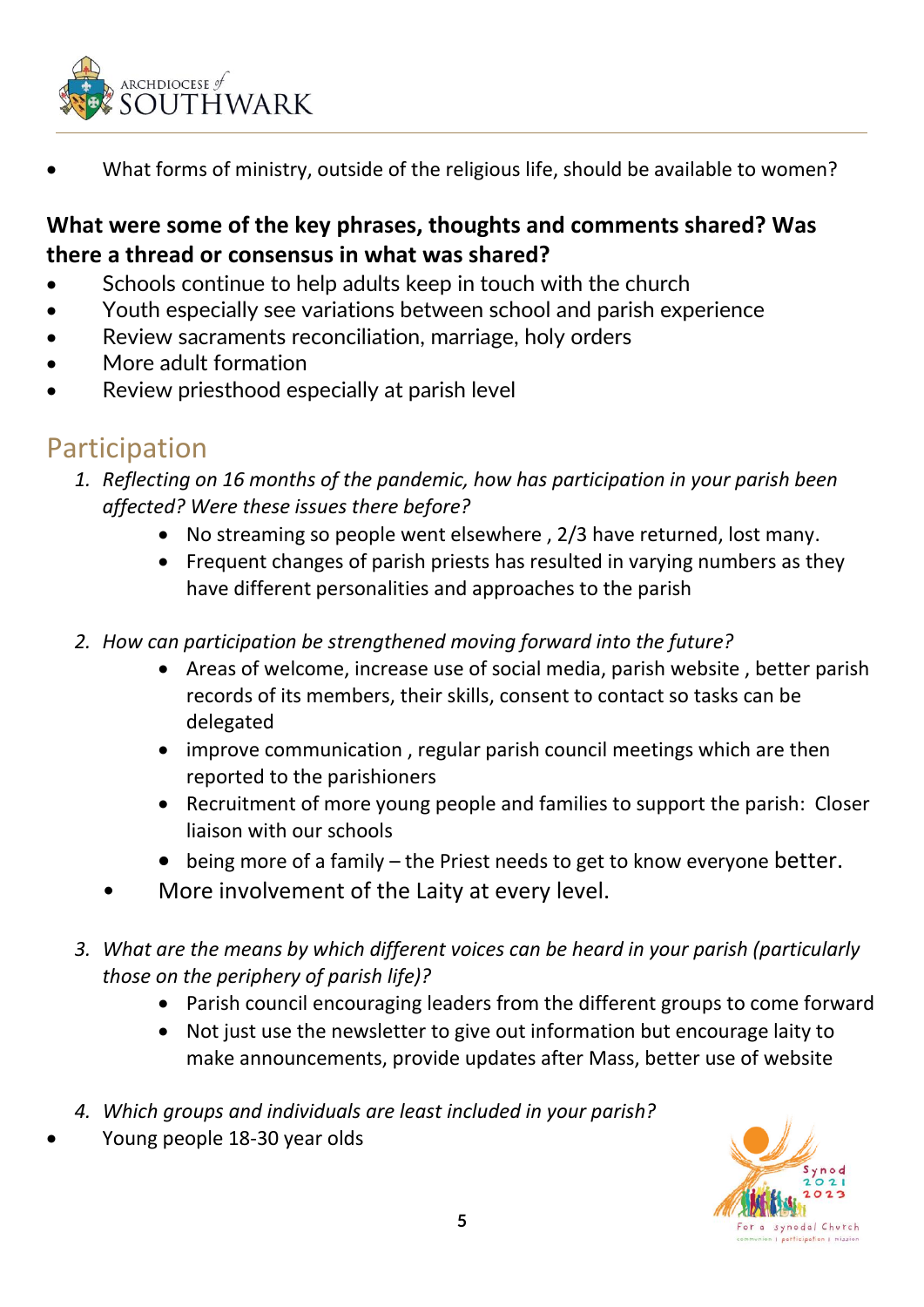- What forms of ministry, outside of the religious life, should be available to women?

**What were some of the key phrases, thoughts and comments shared? Was there a thread or consensus in what was shared?**

- Schools continue to help adults keep in touch with the church
- Youth especially see variations between school and parish experience
- Review sacraments reconciliation, marriage, holy orders
- More adult formation
- Review priesthood especially at parish level

## Participation

1. *Reflecting on 16 months of the pandemic, how has participation in your parish been affected? Were these issues there before?*
    - No streaming so people went elsewhere , 2/3 have returned, lost many.
    - Frequent changes of parish priests has resulted in varying numbers as they have different personalities and approaches to the parish

2. *How can participation be strengthened moving forward into the future?*
    - Areas of welcome, increase use of social media, parish website , better parish records of its members, their skills, consent to contact so tasks can be delegated
    - improve communication , regular parish council meetings which are then reported to the parishioners
    - Recruitment of more young people and families to support the parish: Closer liaison with our schools
    - being more of a family – the Priest needs to get to know everyone better.
  - More involvement of the Laity at every level.

3. *What are the means by which different voices can be heard in your parish (particularly those on the periphery of parish life)?*
    - Parish council encouraging leaders from the different groups to come forward
    - Not just use the newsletter to give out information but encourage laity to make announcements, provide updates after Mass, better use of website

4. *Which groups and individuals are least included in your parish?*

- Young people 18-30 year olds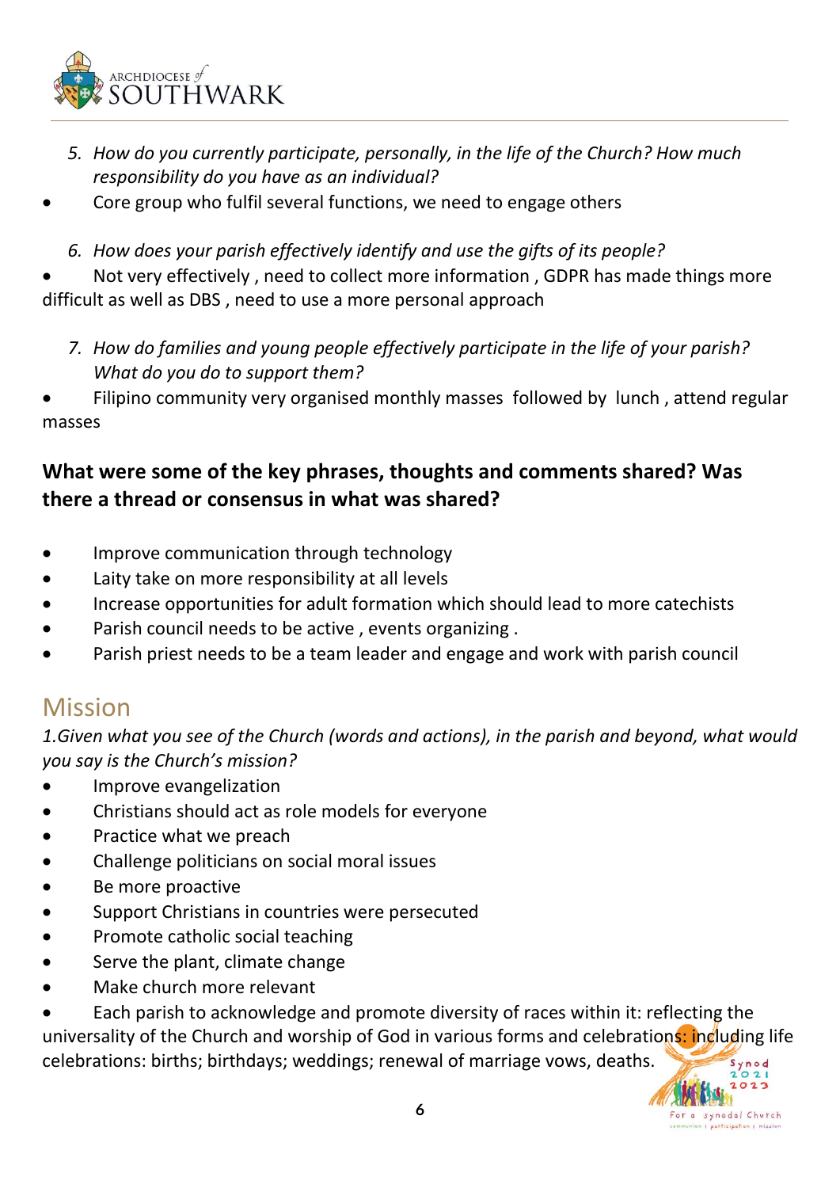*5. How do you currently participate, personally, in the life of the Church? How much responsibility do you have as an individual?*

- Core group who fulfil several functions, we need to engage others

*6. How does your parish effectively identify and use the gifts of its people?*

- Not very effectively , need to collect more information , GDPR has made things more difficult as well as DBS , need to use a more personal approach

*7. How do families and young people effectively participate in the life of your parish? What do you do to support them?*

- Filipino community very organised monthly masses followed by lunch , attend regular masses

**What were some of the key phrases, thoughts and comments shared? Was there a thread or consensus in what was shared?**

- Improve communication through technology
- Laity take on more responsibility at all levels
- Increase opportunities for adult formation which should lead to more catechists
- Parish council needs to be active , events organizing .
- Parish priest needs to be a team leader and engage and work with parish council

## Mission

*1.Given what you see of the Church (words and actions), in the parish and beyond, what would you say is the Church's mission?*

- Improve evangelization
- Christians should act as role models for everyone
- Practice what we preach
- Challenge politicians on social moral issues
- Be more proactive
- Support Christians in countries were persecuted
- Promote catholic social teaching
- Serve the plant, climate change
- Make church more relevant
- Each parish to acknowledge and promote diversity of races within it: reflecting the universality of the Church and worship of God in various forms and celebrations: including life celebrations: births; birthdays; weddings; renewal of marriage vows, deaths.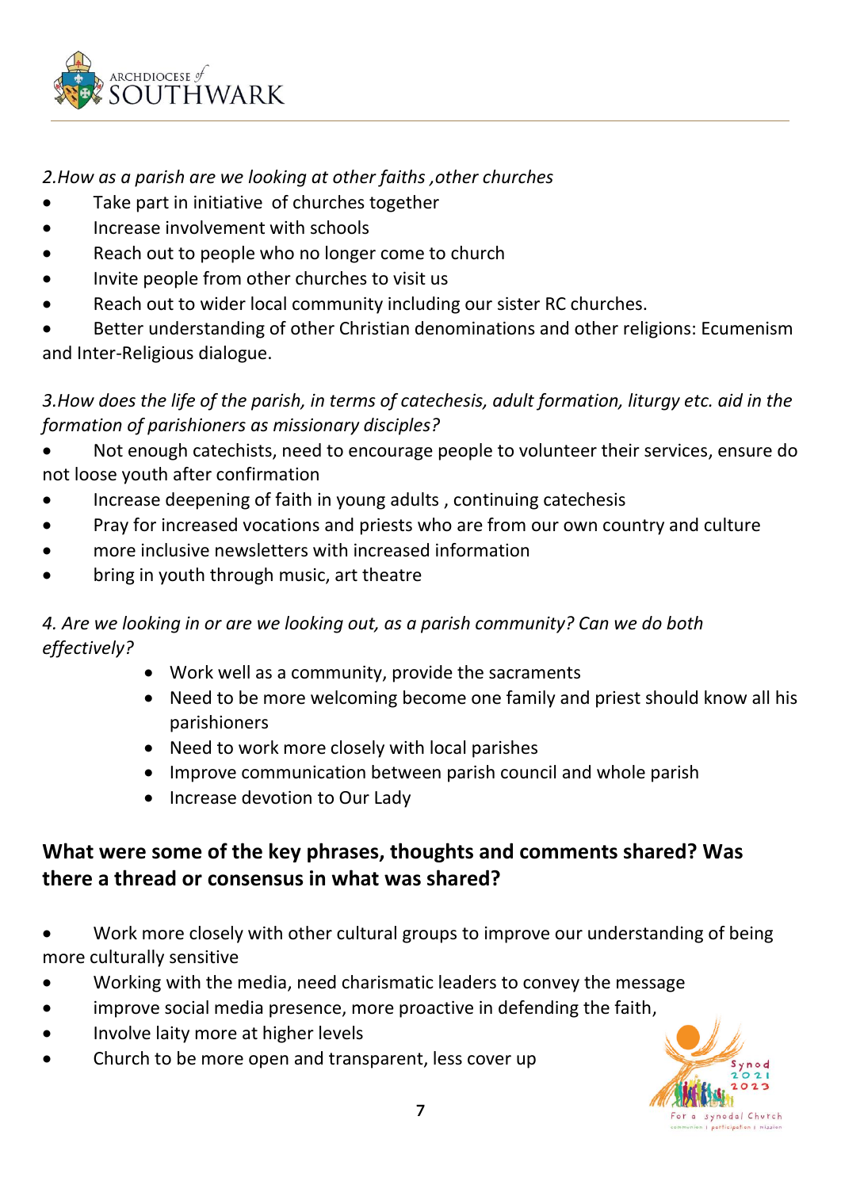*2.How as a parish are we looking at other faiths ,other churches*

- Take part in initiative  of churches together
- Increase involvement with schools
- Reach out to people who no longer come to church
- Invite people from other churches to visit us
- Reach out to wider local community including our sister RC churches.
- Better understanding of other Christian denominations and other religions: Ecumenism and Inter-Religious dialogue.

*3.How does the life of the parish, in terms of catechesis, adult formation, liturgy etc. aid in the formation of parishioners as missionary disciples?*

- Not enough catechists, need to encourage people to volunteer their services, ensure do not loose youth after confirmation
- Increase deepening of faith in young adults , continuing catechesis
- Pray for increased vocations and priests who are from our own country and culture
- more inclusive newsletters with increased information
- bring in youth through music, art theatre

*4. Are we looking in or are we looking out, as a parish community? Can we do both effectively?*

- Work well as a community, provide the sacraments
- Need to be more welcoming become one family and priest should know all his parishioners
- Need to work more closely with local parishes
- Improve communication between parish council and whole parish
- Increase devotion to Our Lady

## What were some of the key phrases, thoughts and comments shared? Was there a thread or consensus in what was shared?

- Work more closely with other cultural groups to improve our understanding of being more culturally sensitive
- Working with the media, need charismatic leaders to convey the message
- improve social media presence, more proactive in defending the faith,
- Involve laity more at higher levels
- Church to be more open and transparent, less cover up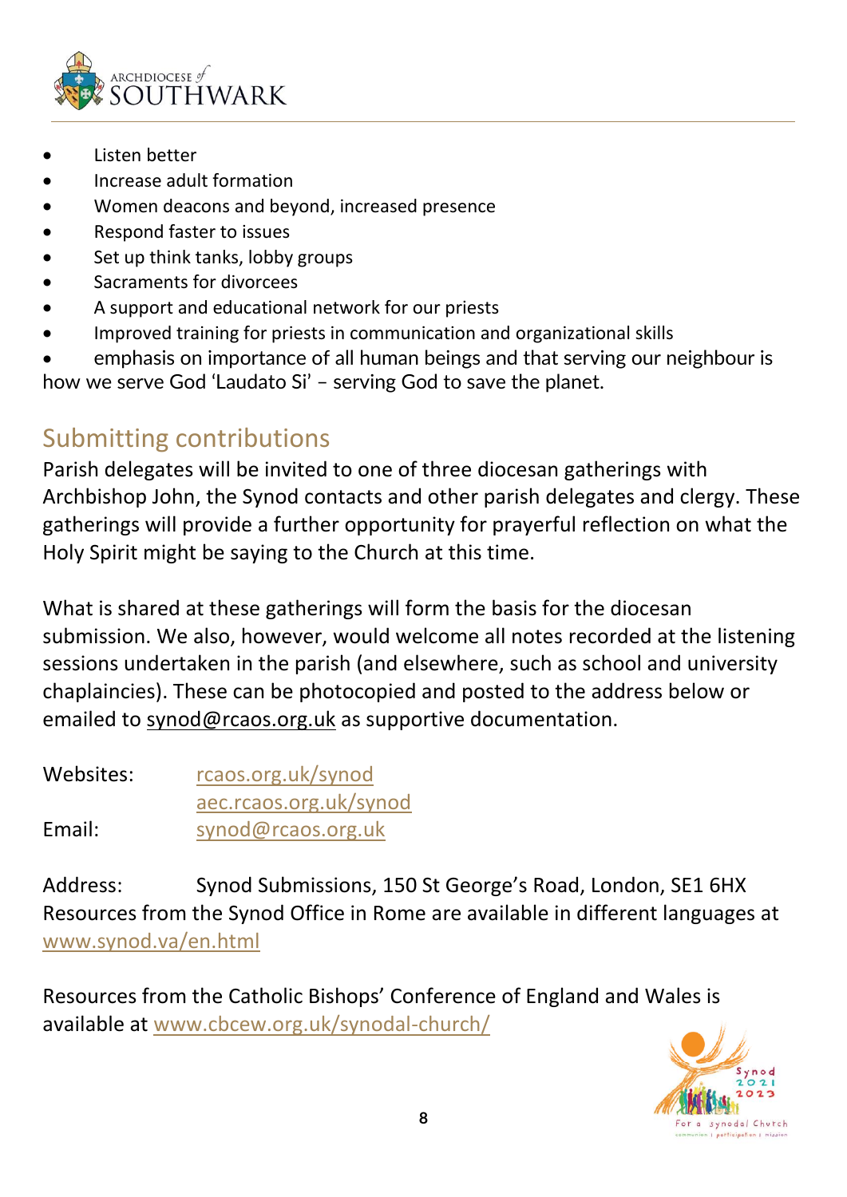- Listen better
- Increase adult formation
- Women deacons and beyond, increased presence
- Respond faster to issues
- Set up think tanks, lobby groups
- Sacraments for divorcees
- A support and educational network for our priests
- Improved training for priests in communication and organizational skills
- emphasis on importance of all human beings and that serving our neighbour is how we serve God 'Laudato Si' – serving God to save the planet.

## Submitting contributions

Parish delegates will be invited to one of three diocesan gatherings with Archbishop John, the Synod contacts and other parish delegates and clergy. These gatherings will provide a further opportunity for prayerful reflection on what the Holy Spirit might be saying to the Church at this time.

What is shared at these gatherings will form the basis for the diocesan submission. We also, however, would welcome all notes recorded at the listening sessions undertaken in the parish (and elsewhere, such as school and university chaplaincies). These can be photocopied and posted to the address below or emailed to synod@rcaos.org.uk as supportive documentation.

Websites: rcaos.org.uk/synod
aec.rcaos.org.uk/synod
Email: synod@rcaos.org.uk

Address: Synod Submissions, 150 St George's Road, London, SE1 6HX
Resources from the Synod Office in Rome are available in different languages at www.synod.va/en.html

Resources from the Catholic Bishops' Conference of England and Wales is available at www.cbcew.org.uk/synodal-church/